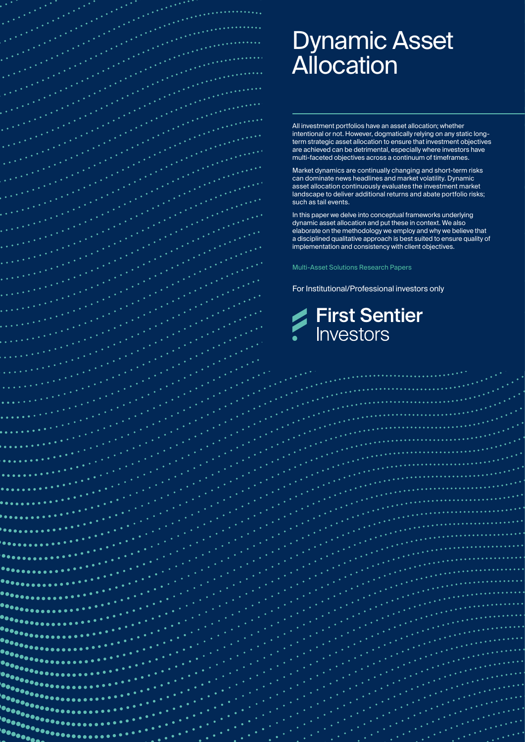# Dynamic Asset Allocation

All investment portfolios have an asset allocation; whether intentional or not. However, dogmatically relying on any static long-term strategic asset allocation to ensure that investment objectives are achieved can be detrimental, especially where investors have multi-faceted objectives across a continuum of timeframes.

Market dynamics are continually changing and short-term risks can dominate news headlines and market volatility. Dynamic asset allocation continuously evaluates the investment market landscape to deliver additional returns and abate portfolio risks; such as tail events.

In this paper we delve into conceptual frameworks underlying dynamic asset allocation and put these in context. We also elaborate on the methodology we employ and why we believe that a disciplined qualitative approach is best suited to ensure quality of implementation and consistency with client objectives.

Multi-Asset Solutions Research Papers

For Institutional/Professional investors only

First Sentier Investors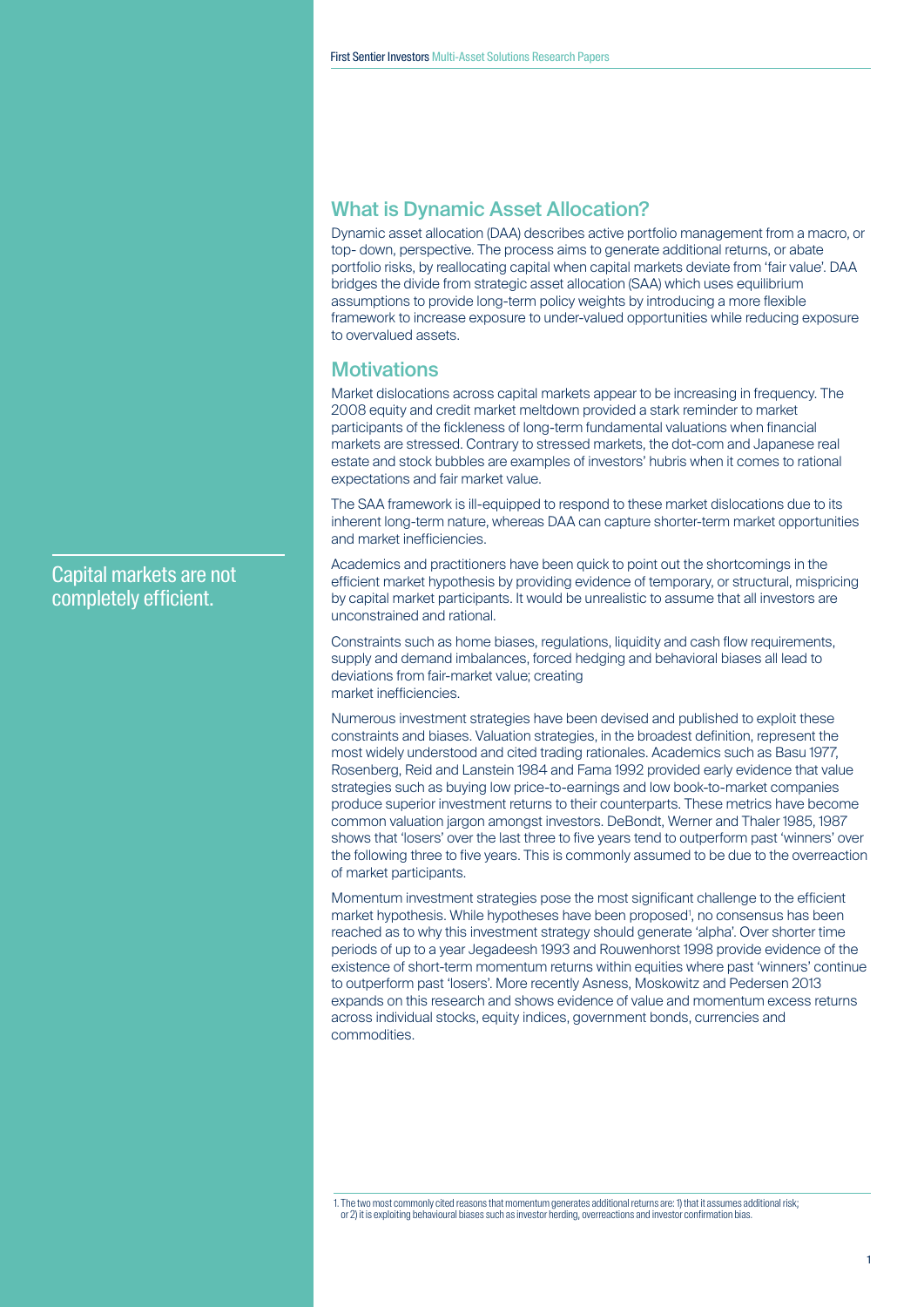## What is Dynamic Asset Allocation?

Dynamic asset allocation (DAA) describes active portfolio management from a macro, or top- down, perspective. The process aims to generate additional returns, or abate portfolio risks, by reallocating capital when capital markets deviate from 'fair value'. DAA bridges the divide from strategic asset allocation (SAA) which uses equilibrium assumptions to provide long-term policy weights by introducing a more flexible framework to increase exposure to under-valued opportunities while reducing exposure to overvalued assets.

## Motivations

Market dislocations across capital markets appear to be increasing in frequency. The 2008 equity and credit market meltdown provided a stark reminder to market participants of the fickleness of long-term fundamental valuations when financial markets are stressed. Contrary to stressed markets, the dot-com and Japanese real estate and stock bubbles are examples of investors' hubris when it comes to rational expectations and fair market value.

The SAA framework is ill-equipped to respond to these market dislocations due to its inherent long-term nature, whereas DAA can capture shorter-term market opportunities and market inefficiencies.

Capital markets are not completely efficient.

Academics and practitioners have been quick to point out the shortcomings in the efficient market hypothesis by providing evidence of temporary, or structural, mispricing by capital market participants. It would be unrealistic to assume that all investors are unconstrained and rational.

Constraints such as home biases, regulations, liquidity and cash flow requirements, supply and demand imbalances, forced hedging and behavioral biases all lead to deviations from fair-market value; creating market inefficiencies.

Numerous investment strategies have been devised and published to exploit these constraints and biases. Valuation strategies, in the broadest definition, represent the most widely understood and cited trading rationales. Academics such as Basu 1977, Rosenberg, Reid and Lanstein 1984 and Fama 1992 provided early evidence that value strategies such as buying low price-to-earnings and low book-to-market companies produce superior investment returns to their counterparts. These metrics have become common valuation jargon amongst investors. DeBondt, Werner and Thaler 1985, 1987 shows that 'losers' over the last three to five years tend to outperform past 'winners' over the following three to five years. This is commonly assumed to be due to the overreaction of market participants.

Momentum investment strategies pose the most significant challenge to the efficient market hypothesis. While hypotheses have been proposed[1], no consensus has been reached as to why this investment strategy should generate 'alpha'. Over shorter time periods of up to a year Jegadeesh 1993 and Rouwenhorst 1998 provide evidence of the existence of short-term momentum returns within equities where past 'winners' continue to outperform past 'losers'. More recently Asness, Moskowitz and Pedersen 2013 expands on this research and shows evidence of value and momentum excess returns across individual stocks, equity indices, government bonds, currencies and commodities.

1. The two most commonly cited reasons that momentum generates additional returns are: 1) that it assumes additional risk; or 2) it is exploiting behavioural biases such as investor herding, overreactions and investor confirmation bias.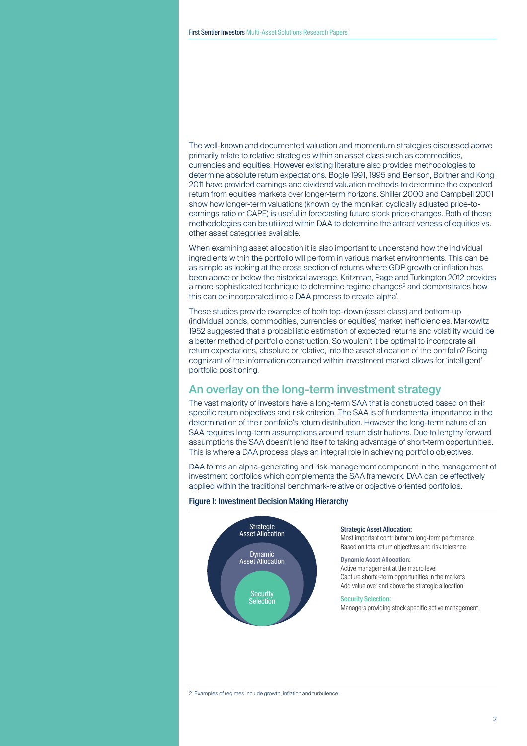The well-known and documented valuation and momentum strategies discussed above primarily relate to relative strategies within an asset class such as commodities, currencies and equities. However existing literature also provides methodologies to determine absolute return expectations. Bogle 1991, 1995 and Benson, Bortner and Kong 2011 have provided earnings and dividend valuation methods to determine the expected return from equities markets over longer-term horizons. Shiller 2000 and Campbell 2001 show how longer-term valuations (known by the moniker: cyclically adjusted price-to-earnings ratio or CAPE) is useful in forecasting future stock price changes. Both of these methodologies can be utilized within DAA to determine the attractiveness of equities vs. other asset categories available.

When examining asset allocation it is also important to understand how the individual ingredients within the portfolio will perform in various market environments. This can be as simple as looking at the cross section of returns where GDP growth or inflation has been above or below the historical average. Kritzman, Page and Turkington 2012 provides a more sophisticated technique to determine regime changes[2] and demonstrates how this can be incorporated into a DAA process to create 'alpha'.

These studies provide examples of both top-down (asset class) and bottom-up (individual bonds, commodities, currencies or equities) market inefficiencies. Markowitz 1952 suggested that a probabilistic estimation of expected returns and volatility would be a better method of portfolio construction. So wouldn't it be optimal to incorporate all return expectations, absolute or relative, into the asset allocation of the portfolio? Being cognizant of the information contained within investment market allows for 'intelligent' portfolio positioning.

## An overlay on the long-term investment strategy

The vast majority of investors have a long-term SAA that is constructed based on their specific return objectives and risk criterion. The SAA is of fundamental importance in the determination of their portfolio's return distribution. However the long-term nature of an SAA requires long-term assumptions around return distributions. Due to lengthy forward assumptions the SAA doesn't lend itself to taking advantage of short-term opportunities. This is where a DAA process plays an integral role in achieving portfolio objectives.

DAA forms an alpha-generating and risk management component in the management of investment portfolios which complements the SAA framework. DAA can be effectively applied within the traditional benchmark-relative or objective oriented portfolios.

**Figure 1: Investment Decision Making Hierarchy**

Strategic Asset Allocation

Dynamic Asset Allocation

Security Selection

**Strategic Asset Allocation:**
Most important contributor to long-term performance
Based on total return objectives and risk tolerance

**Dynamic Asset Allocation:**
Active management at the macro level
Capture shorter-term opportunities in the markets
Add value over and above the strategic allocation

**Security Selection:**
Managers providing stock specific active management

2. Examples of regimes include growth, inflation and turbulence.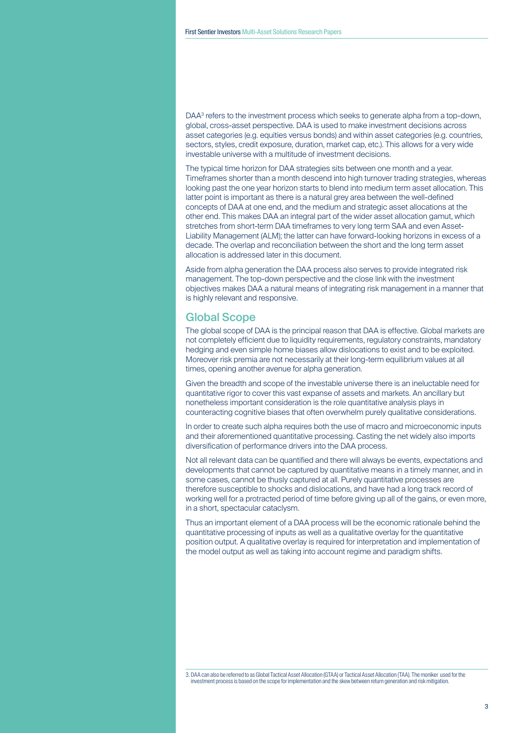DAA[3] refers to the investment process which seeks to generate alpha from a top-down, global, cross-asset perspective. DAA is used to make investment decisions across asset categories (e.g. equities versus bonds) and within asset categories (e.g. countries, sectors, styles, credit exposure, duration, market cap, etc.). This allows for a very wide investable universe with a multitude of investment decisions.

The typical time horizon for DAA strategies sits between one month and a year. Timeframes shorter than a month descend into high turnover trading strategies, whereas looking past the one year horizon starts to blend into medium term asset allocation. This latter point is important as there is a natural grey area between the well-defined concepts of DAA at one end, and the medium and strategic asset allocations at the other end. This makes DAA an integral part of the wider asset allocation gamut, which stretches from short-term DAA timeframes to very long term SAA and even Asset-Liability Management (ALM); the latter can have forward-looking horizons in excess of a decade. The overlap and reconciliation between the short and the long term asset allocation is addressed later in this document.

Aside from alpha generation the DAA process also serves to provide integrated risk management. The top-down perspective and the close link with the investment objectives makes DAA a natural means of integrating risk management in a manner that is highly relevant and responsive.

## Global Scope

The global scope of DAA is the principal reason that DAA is effective. Global markets are not completely efficient due to liquidity requirements, regulatory constraints, mandatory hedging and even simple home biases allow dislocations to exist and to be exploited. Moreover risk premia are not necessarily at their long-term equilibrium values at all times, opening another avenue for alpha generation.

Given the breadth and scope of the investable universe there is an ineluctable need for quantitative rigor to cover this vast expanse of assets and markets. An ancillary but nonetheless important consideration is the role quantitative analysis plays in counteracting cognitive biases that often overwhelm purely qualitative considerations.

In order to create such alpha requires both the use of macro and microeconomic inputs and their aforementioned quantitative processing. Casting the net widely also imports diversification of performance drivers into the DAA process.

Not all relevant data can be quantified and there will always be events, expectations and developments that cannot be captured by quantitative means in a timely manner, and in some cases, cannot be thusly captured at all. Purely quantitative processes are therefore susceptible to shocks and dislocations, and have had a long track record of working well for a protracted period of time before giving up all of the gains, or even more, in a short, spectacular cataclysm.

Thus an important element of a DAA process will be the economic rationale behind the quantitative processing of inputs as well as a qualitative overlay for the quantitative position output. A qualitative overlay is required for interpretation and implementation of the model output as well as taking into account regime and paradigm shifts.

3. DAA can also be referred to as Global Tactical Asset Allocation (GTAA) or Tactical Asset Allocation (TAA). The moniker used for the investment process is based on the scope for implementation and the skew between return generation and risk mitigation.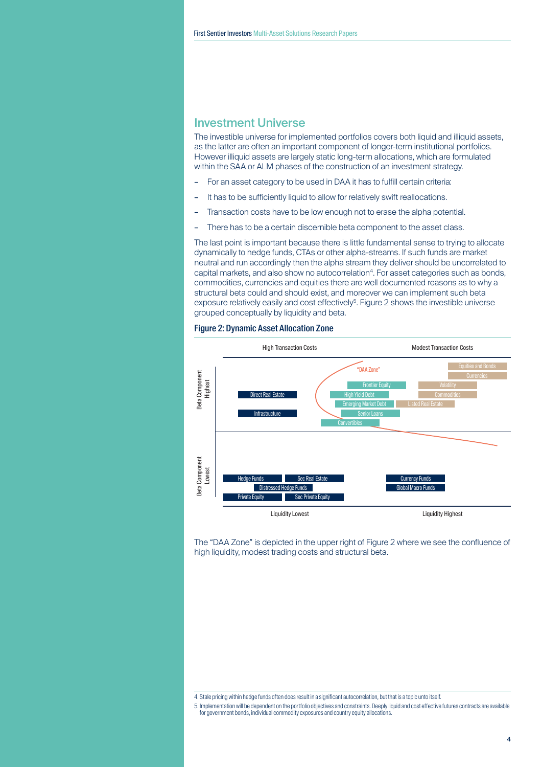## Investment Universe

The investible universe for implemented portfolios covers both liquid and illiquid assets, as the latter are often an important component of longer-term institutional portfolios. However illiquid assets are largely static long-term allocations, which are formulated within the SAA or ALM phases of the construction of an investment strategy.

- For an asset category to be used in DAA it has to fulfill certain criteria:
- It has to be sufficiently liquid to allow for relatively swift reallocations.
- Transaction costs have to be low enough not to erase the alpha potential.
- There has to be a certain discernible beta component to the asset class.

The last point is important because there is little fundamental sense to trying to allocate dynamically to hedge funds, CTAs or other alpha-streams. If such funds are market neutral and run accordingly then the alpha stream they deliver should be uncorrelated to capital markets, and also show no autocorrelation[4]. For asset categories such as bonds, commodities, currencies and equities there are well documented reasons as to why a structural beta could and should exist, and moreover we can implement such beta exposure relatively easily and cost effectively[5]. Figure 2 shows the investible universe grouped conceptually by liquidity and beta.

### Figure 2: Dynamic Asset Allocation Zone

| | High Transaction Costs | Modest Transaction Costs |
|---|---|---|
| **Beta Component Highest** | Direct Real Estate, Infrastructure | "DAA Zone": Frontier Equity, High Yield Debt, Emerging Market Debt, Senior Loans, Convertibles, Equities and Bonds, Currencies, Volatility, Commodities, Listed Real Estate |
| **Beta Component Lowest** | Hedge Funds, Sec Real Estate, Distressed Hedge Funds, Private Equity, Sec Private Equity | Currency Funds, Global Macro Funds |
| | Liquidity Lowest | Liquidity Highest |

The "DAA Zone" is depicted in the upper right of Figure 2 where we see the confluence of high liquidity, modest trading costs and structural beta.

4. Stale pricing within hedge funds often does result in a significant autocorrelation, but that is a topic unto itself.

5. Implementation will be dependent on the portfolio objectives and constraints. Deeply liquid and cost effective futures contracts are available for government bonds, individual commodity exposures and country equity allocations.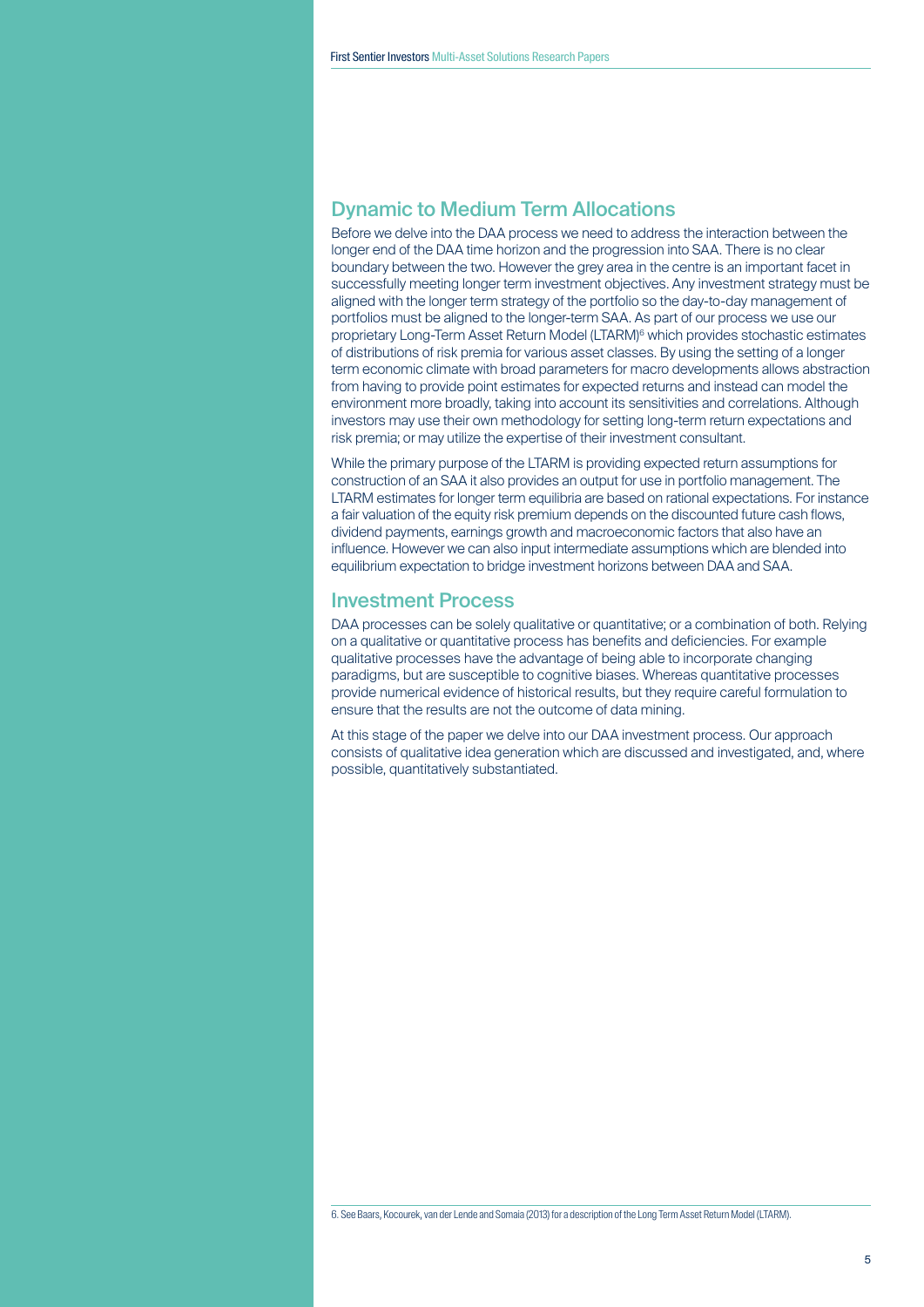## Dynamic to Medium Term Allocations

Before we delve into the DAA process we need to address the interaction between the longer end of the DAA time horizon and the progression into SAA. There is no clear boundary between the two. However the grey area in the centre is an important facet in successfully meeting longer term investment objectives. Any investment strategy must be aligned with the longer term strategy of the portfolio so the day-to-day management of portfolios must be aligned to the longer-term SAA. As part of our process we use our proprietary Long-Term Asset Return Model (LTARM)[6] which provides stochastic estimates of distributions of risk premia for various asset classes. By using the setting of a longer term economic climate with broad parameters for macro developments allows abstraction from having to provide point estimates for expected returns and instead can model the environment more broadly, taking into account its sensitivities and correlations. Although investors may use their own methodology for setting long-term return expectations and risk premia; or may utilize the expertise of their investment consultant.

While the primary purpose of the LTARM is providing expected return assumptions for construction of an SAA it also provides an output for use in portfolio management. The LTARM estimates for longer term equilibria are based on rational expectations. For instance a fair valuation of the equity risk premium depends on the discounted future cash flows, dividend payments, earnings growth and macroeconomic factors that also have an influence. However we can also input intermediate assumptions which are blended into equilibrium expectation to bridge investment horizons between DAA and SAA.

## Investment Process

DAA processes can be solely qualitative or quantitative; or a combination of both. Relying on a qualitative or quantitative process has benefits and deficiencies. For example qualitative processes have the advantage of being able to incorporate changing paradigms, but are susceptible to cognitive biases. Whereas quantitative processes provide numerical evidence of historical results, but they require careful formulation to ensure that the results are not the outcome of data mining.

At this stage of the paper we delve into our DAA investment process. Our approach consists of qualitative idea generation which are discussed and investigated, and, where possible, quantitatively substantiated.

6. See Baars, Kocourek, van der Lende and Somaia (2013) for a description of the Long Term Asset Return Model (LTARM).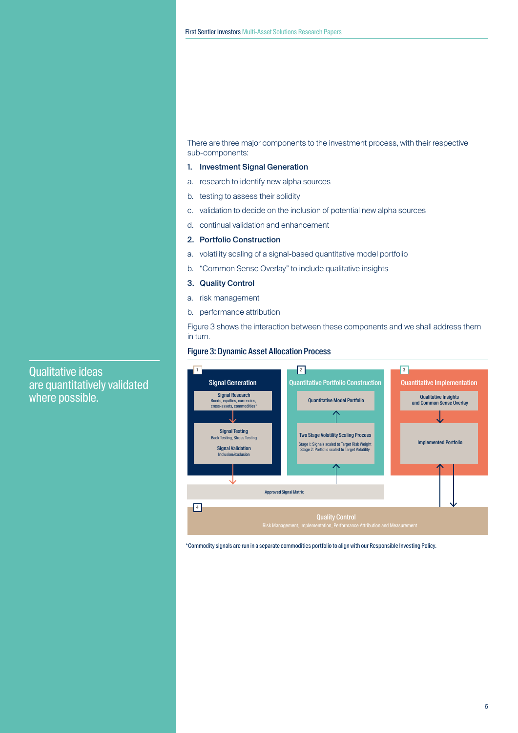Qualitative ideas are quantitatively validated where possible.

There are three major components to the investment process, with their respective sub-components:

1. **Investment Signal Generation**
   a. research to identify new alpha sources
   b. testing to assess their solidity
   c. validation to decide on the inclusion of potential new alpha sources
   d. continual validation and enhancement
2. **Portfolio Construction**
   a. volatility scaling of a signal-based quantitative model portfolio
   b. "Common Sense Overlay" to include qualitative insights
3. **Quality Control**
   a. risk management
   b. performance attribution

Figure 3 shows the interaction between these components and we shall address them in turn.

**Figure 3: Dynamic Asset Allocation Process**

1 Signal Generation
- Signal Research: Bonds, equities, currencies, cross-assets, commodities*
- Signal Testing: Back Testing, Stress Testing
- Signal Validation: Inclusion/exclusion

2 Quantitative Portfolio Construction
- Quantitative Model Portfolio
- Two Stage Volatility Scaling Process: Stage 1: Signals scaled to Target Risk Weight; Stage 2: Portfolio scaled to Target Volatility

3 Quantitative Implementation
- Qualitative Insights and Common Sense Overlay
- Implemented Portfolio

Approved Signal Matrix

4 Quality Control
Risk Management, Implementation, Performance Attribution and Measurement

*Commodity signals are run in a separate commodities portfolio to align with our Responsible Investing Policy.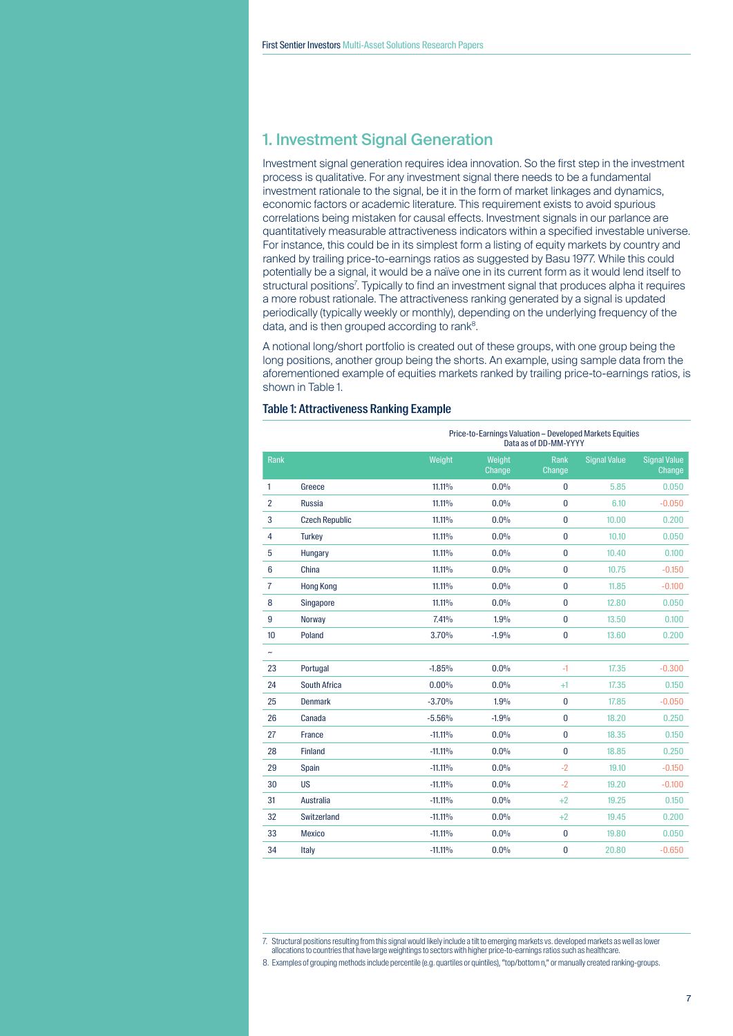## 1. Investment Signal Generation

Investment signal generation requires idea innovation. So the first step in the investment process is qualitative. For any investment signal there needs to be a fundamental investment rationale to the signal, be it in the form of market linkages and dynamics, economic factors or academic literature. This requirement exists to avoid spurious correlations being mistaken for causal effects. Investment signals in our parlance are quantitatively measurable attractiveness indicators within a specified investable universe. For instance, this could be in its simplest form a listing of equity markets by country and ranked by trailing price-to-earnings ratios as suggested by Basu 1977. While this could potentially be a signal, it would be a naïve one in its current form as it would lend itself to structural positions[7]. Typically to find an investment signal that produces alpha it requires a more robust rationale. The attractiveness ranking generated by a signal is updated periodically (typically weekly or monthly), depending on the underlying frequency of the data, and is then grouped according to rank[8].

A notional long/short portfolio is created out of these groups, with one group being the long positions, another group being the shorts. An example, using sample data from the aforementioned example of equities markets ranked by trailing price-to-earnings ratios, is shown in Table 1.

### Table 1: Attractiveness Ranking Example

| | | Price-to-Earnings Valuation – Developed Markets Equities Data as of DD-MM-YYYY | | | | |
|---|---|---|---|---|---|---|
| Rank | | Weight | Weight Change | Rank Change | Signal Value | Signal Value Change |
| 1 | Greece | 11.11% | 0.0% | 0 | 5.85 | 0.050 |
| 2 | Russia | 11.11% | 0.0% | 0 | 6.10 | -0.050 |
| 3 | Czech Republic | 11.11% | 0.0% | 0 | 10.00 | 0.200 |
| 4 | Turkey | 11.11% | 0.0% | 0 | 10.10 | 0.050 |
| 5 | Hungary | 11.11% | 0.0% | 0 | 10.40 | 0.100 |
| 6 | China | 11.11% | 0.0% | 0 | 10.75 | -0.150 |
| 7 | Hong Kong | 11.11% | 0.0% | 0 | 11.85 | -0.100 |
| 8 | Singapore | 11.11% | 0.0% | 0 | 12.80 | 0.050 |
| 9 | Norway | 7.41% | 1.9% | 0 | 13.50 | 0.100 |
| 10 | Poland | 3.70% | -1.9% | 0 | 13.60 | 0.200 |
| ~ | | | | | | |
| 23 | Portugal | -1.85% | 0.0% | -1 | 17.35 | -0.300 |
| 24 | South Africa | 0.00% | 0.0% | +1 | 17.35 | 0.150 |
| 25 | Denmark | -3.70% | 1.9% | 0 | 17.85 | -0.050 |
| 26 | Canada | -5.56% | -1.9% | 0 | 18.20 | 0.250 |
| 27 | France | -11.11% | 0.0% | 0 | 18.35 | 0.150 |
| 28 | Finland | -11.11% | 0.0% | 0 | 18.85 | 0.250 |
| 29 | Spain | -11.11% | 0.0% | -2 | 19.10 | -0.150 |
| 30 | US | -11.11% | 0.0% | -2 | 19.20 | -0.100 |
| 31 | Australia | -11.11% | 0.0% | +2 | 19.25 | 0.150 |
| 32 | Switzerland | -11.11% | 0.0% | +2 | 19.45 | 0.200 |
| 33 | Mexico | -11.11% | 0.0% | 0 | 19.80 | 0.050 |
| 34 | Italy | -11.11% | 0.0% | 0 | 20.80 | -0.650 |

7. Structural positions resulting from this signal would likely include a tilt to emerging markets vs. developed markets as well as lower allocations to countries that have large weightings to sectors with higher price-to-earnings ratios such as healthcare.

8. Examples of grouping methods include percentile (e.g. quartiles or quintiles), "top/bottom n," or manually created ranking-groups.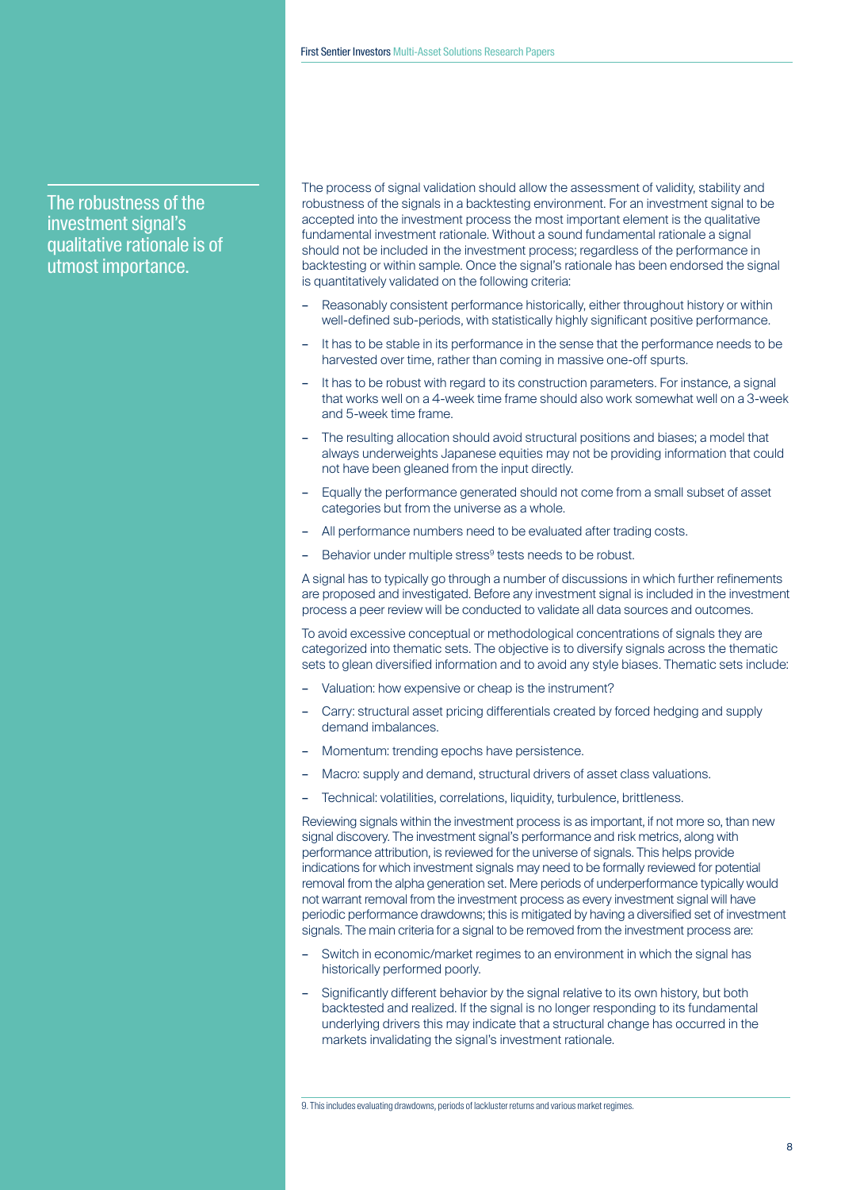The robustness of the investment signal's qualitative rationale is of utmost importance.

The process of signal validation should allow the assessment of validity, stability and robustness of the signals in a backtesting environment. For an investment signal to be accepted into the investment process the most important element is the qualitative fundamental investment rationale. Without a sound fundamental rationale a signal should not be included in the investment process; regardless of the performance in backtesting or within sample. Once the signal's rationale has been endorsed the signal is quantitatively validated on the following criteria:

- Reasonably consistent performance historically, either throughout history or within well-defined sub-periods, with statistically highly significant positive performance.
- It has to be stable in its performance in the sense that the performance needs to be harvested over time, rather than coming in massive one-off spurts.
- It has to be robust with regard to its construction parameters. For instance, a signal that works well on a 4-week time frame should also work somewhat well on a 3-week and 5-week time frame.
- The resulting allocation should avoid structural positions and biases; a model that always underweights Japanese equities may not be providing information that could not have been gleaned from the input directly.
- Equally the performance generated should not come from a small subset of asset categories but from the universe as a whole.
- All performance numbers need to be evaluated after trading costs.
- Behavior under multiple stress[9] tests needs to be robust.

A signal has to typically go through a number of discussions in which further refinements are proposed and investigated. Before any investment signal is included in the investment process a peer review will be conducted to validate all data sources and outcomes.

To avoid excessive conceptual or methodological concentrations of signals they are categorized into thematic sets. The objective is to diversify signals across the thematic sets to glean diversified information and to avoid any style biases. Thematic sets include:

- Valuation: how expensive or cheap is the instrument?
- Carry: structural asset pricing differentials created by forced hedging and supply demand imbalances.
- Momentum: trending epochs have persistence.
- Macro: supply and demand, structural drivers of asset class valuations.
- Technical: volatilities, correlations, liquidity, turbulence, brittleness.

Reviewing signals within the investment process is as important, if not more so, than new signal discovery. The investment signal's performance and risk metrics, along with performance attribution, is reviewed for the universe of signals. This helps provide indications for which investment signals may need to be formally reviewed for potential removal from the alpha generation set. Mere periods of underperformance typically would not warrant removal from the investment process as every investment signal will have periodic performance drawdowns; this is mitigated by having a diversified set of investment signals. The main criteria for a signal to be removed from the investment process are:

- Switch in economic/market regimes to an environment in which the signal has historically performed poorly.
- Significantly different behavior by the signal relative to its own history, but both backtested and realized. If the signal is no longer responding to its fundamental underlying drivers this may indicate that a structural change has occurred in the markets invalidating the signal's investment rationale.

9. This includes evaluating drawdowns, periods of lackluster returns and various market regimes.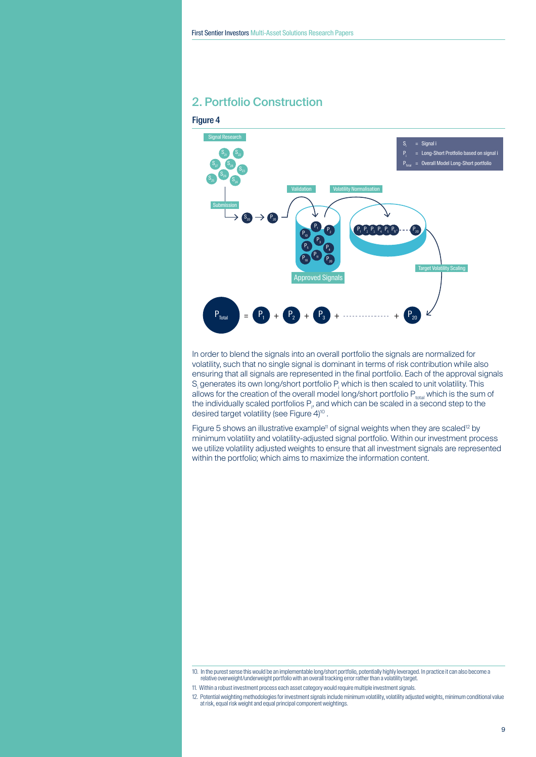## 2. Portfolio Construction

### Figure 4

Signal Research

Submission

Validation

Volatility Normalisation

Approved Signals

Target Volatility Scaling

$S_i$ = Signal i

$P_i$ = Long-Short Protfolio based on signal i

$P_{Total}$ = Overall Model Long-Short portfolio

$$P_{Total} = P_1 + P_2 + P_3 + \cdots + P_{20}$$

In order to blend the signals into an overall portfolio the signals are normalized for volatility, such that no single signal is dominant in terms of risk contribution while also ensuring that all signals are represented in the final portfolio. Each of the approval signals $S_i$ generates its own long/short portfolio $P_i$ which is then scaled to unit volatility. This allows for the creation of the overall model long/short portfolio $P_{total}$ which is the sum of the individually scaled portfolios $P_i$, and which can be scaled in a second step to the desired target volatility (see Figure 4)[10] .

Figure 5 shows an illustrative example[11] of signal weights when they are scaled[12] by minimum volatility and volatility-adjusted signal portfolio. Within our investment process we utilize volatility adjusted weights to ensure that all investment signals are represented within the portfolio; which aims to maximize the information content.

10. In the purest sense this would be an implementable long/short portfolio, potentially highly leveraged. In practice it can also become a relative overweight/underweight portfolio with an overall tracking error rather than a volatility target.

11. Within a robust investment process each asset category would require multiple investment signals.

12. Potential weighting methodologies for investment signals include minimum volatility, volatility adjusted weights, minimum conditional value at risk, equal risk weight and equal principal component weightings.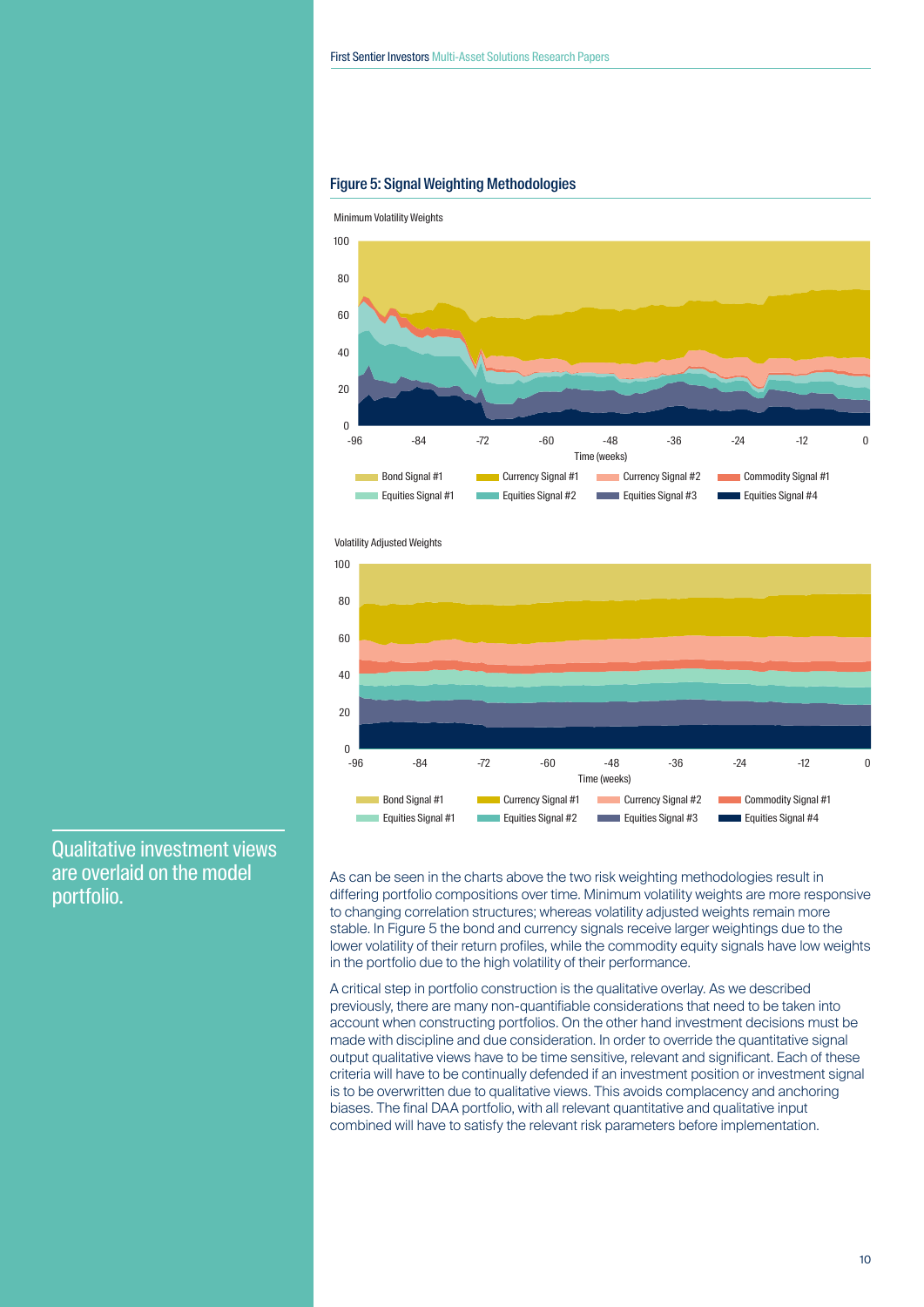## Figure 5: Signal Weighting Methodologies

Minimum Volatility Weights

Volatility Adjusted Weights

Qualitative investment views are overlaid on the model portfolio.

As can be seen in the charts above the two risk weighting methodologies result in differing portfolio compositions over time. Minimum volatility weights are more responsive to changing correlation structures; whereas volatility adjusted weights remain more stable. In Figure 5 the bond and currency signals receive larger weightings due to the lower volatility of their return profiles, while the commodity equity signals have low weights in the portfolio due to the high volatility of their performance.

A critical step in portfolio construction is the qualitative overlay. As we described previously, there are many non-quantifiable considerations that need to be taken into account when constructing portfolios. On the other hand investment decisions must be made with discipline and due consideration. In order to override the quantitative signal output qualitative views have to be time sensitive, relevant and significant. Each of these criteria will have to be continually defended if an investment position or investment signal is to be overwritten due to qualitative views. This avoids complacency and anchoring biases. The final DAA portfolio, with all relevant quantitative and qualitative input combined will have to satisfy the relevant risk parameters before implementation.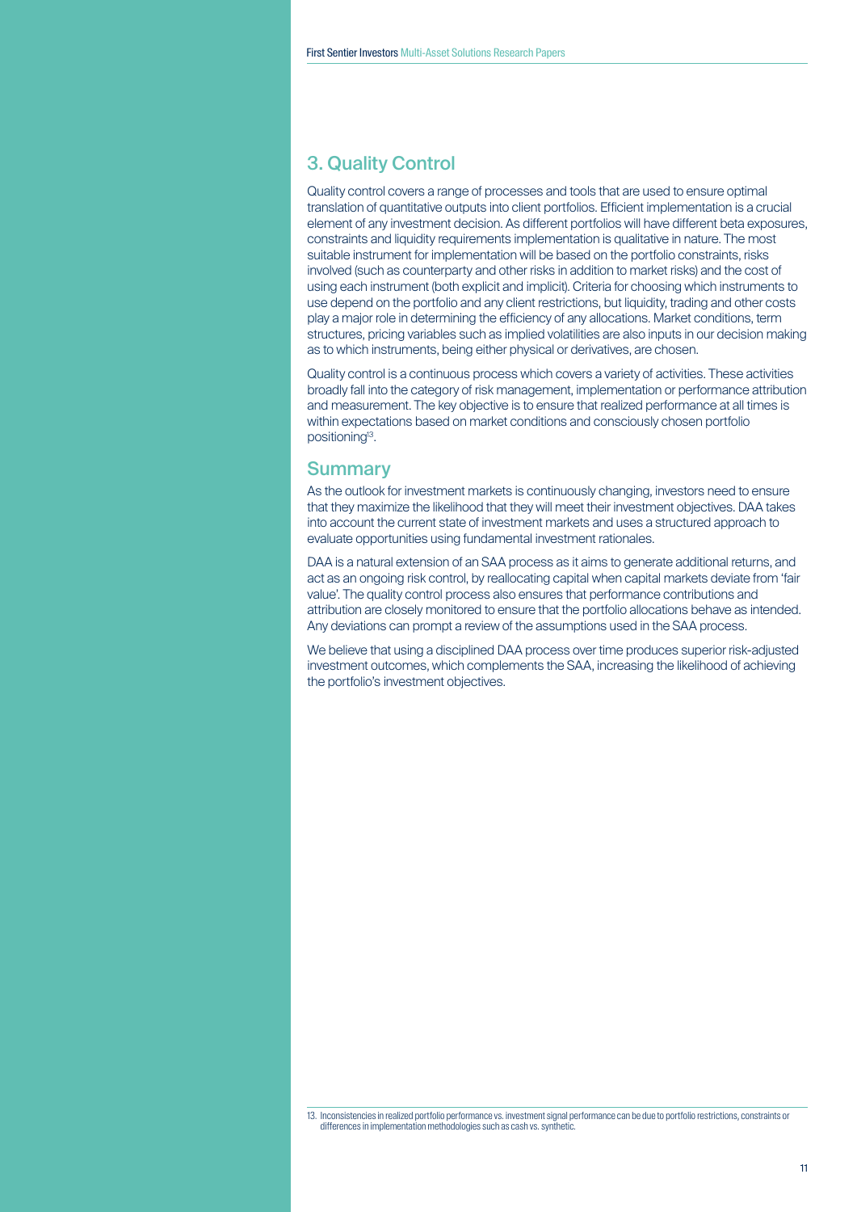## 3. Quality Control

Quality control covers a range of processes and tools that are used to ensure optimal translation of quantitative outputs into client portfolios. Efficient implementation is a crucial element of any investment decision. As different portfolios will have different beta exposures, constraints and liquidity requirements implementation is qualitative in nature. The most suitable instrument for implementation will be based on the portfolio constraints, risks involved (such as counterparty and other risks in addition to market risks) and the cost of using each instrument (both explicit and implicit). Criteria for choosing which instruments to use depend on the portfolio and any client restrictions, but liquidity, trading and other costs play a major role in determining the efficiency of any allocations. Market conditions, term structures, pricing variables such as implied volatilities are also inputs in our decision making as to which instruments, being either physical or derivatives, are chosen.

Quality control is a continuous process which covers a variety of activities. These activities broadly fall into the category of risk management, implementation or performance attribution and measurement. The key objective is to ensure that realized performance at all times is within expectations based on market conditions and consciously chosen portfolio positioning[13].

## Summary

As the outlook for investment markets is continuously changing, investors need to ensure that they maximize the likelihood that they will meet their investment objectives. DAA takes into account the current state of investment markets and uses a structured approach to evaluate opportunities using fundamental investment rationales.

DAA is a natural extension of an SAA process as it aims to generate additional returns, and act as an ongoing risk control, by reallocating capital when capital markets deviate from 'fair value'. The quality control process also ensures that performance contributions and attribution are closely monitored to ensure that the portfolio allocations behave as intended. Any deviations can prompt a review of the assumptions used in the SAA process.

We believe that using a disciplined DAA process over time produces superior risk-adjusted investment outcomes, which complements the SAA, increasing the likelihood of achieving the portfolio's investment objectives.

13. Inconsistencies in realized portfolio performance vs. investment signal performance can be due to portfolio restrictions, constraints or differences in implementation methodologies such as cash vs. synthetic.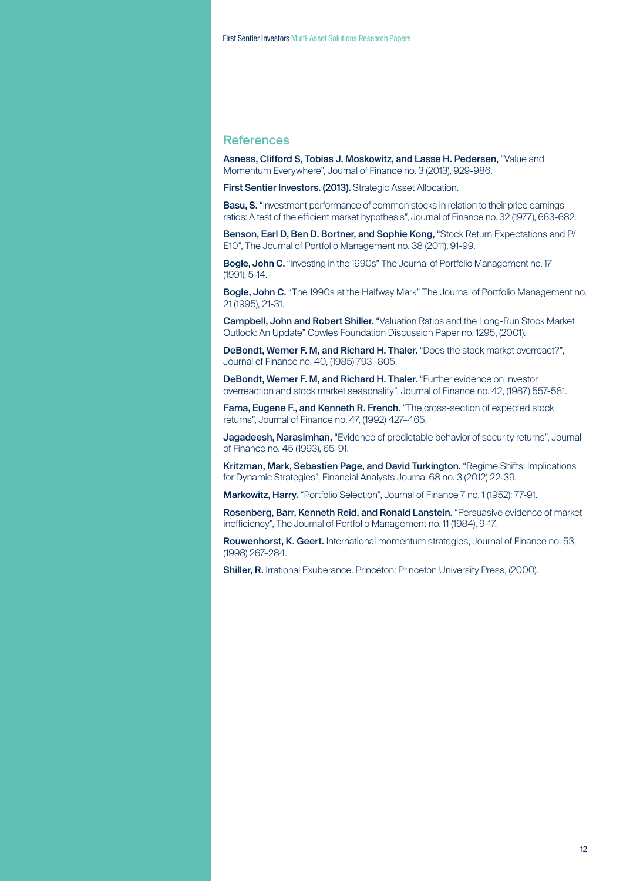## References

**Asness, Clifford S, Tobias J. Moskowitz, and Lasse H. Pedersen,** "Value and Momentum Everywhere", Journal of Finance no. 3 (2013), 929-986.

**First Sentier Investors. (2013).** Strategic Asset Allocation.

**Basu, S.** "Investment performance of common stocks in relation to their price earnings ratios: A test of the efficient market hypothesis", Journal of Finance no. 32 (1977), 663-682.

**Benson, Earl D, Ben D. Bortner, and Sophie Kong,** "Stock Return Expectations and P/E10", The Journal of Portfolio Management no. 38 (2011), 91-99.

**Bogle, John C.** "Investing in the 1990s" The Journal of Portfolio Management no. 17 (1991), 5-14.

**Bogle, John C.** "The 1990s at the Halfway Mark" The Journal of Portfolio Management no. 21 (1995), 21-31.

**Campbell, John and Robert Shiller.** "Valuation Ratios and the Long-Run Stock Market Outlook: An Update" Cowles Foundation Discussion Paper no. 1295, (2001).

**DeBondt, Werner F. M, and Richard H. Thaler.** "Does the stock market overreact?", Journal of Finance no. 40, (1985) 793 -805.

**DeBondt, Werner F. M, and Richard H. Thaler.** "Further evidence on investor overreaction and stock market seasonality", Journal of Finance no. 42, (1987) 557-581.

**Fama, Eugene F., and Kenneth R. French.** "The cross-section of expected stock returns", Journal of Finance no. 47, (1992) 427–465.

**Jagadeesh, Narasimhan,** "Evidence of predictable behavior of security returns", Journal of Finance no. 45 (1993), 65-91.

**Kritzman, Mark, Sebastien Page, and David Turkington.** "Regime Shifts: Implications for Dynamic Strategies", Financial Analysts Journal 68 no. 3 (2012) 22-39.

**Markowitz, Harry.** "Portfolio Selection", Journal of Finance 7 no. 1 (1952): 77-91.

**Rosenberg, Barr, Kenneth Reid, and Ronald Lanstein.** "Persuasive evidence of market inefficiency", The Journal of Portfolio Management no. 11 (1984), 9-17.

**Rouwenhorst, K. Geert.** International momentum strategies, Journal of Finance no. 53, (1998) 267–284.

**Shiller, R.** Irrational Exuberance. Princeton: Princeton University Press, (2000).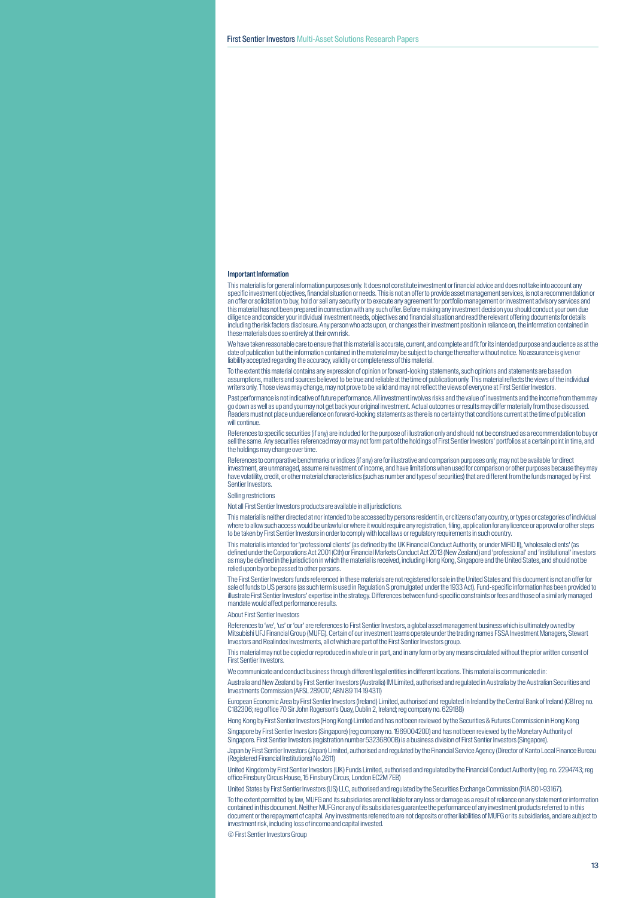### Important Information

This material is for general information purposes only. It does not constitute investment or financial advice and does not take into account any specific investment objectives, financial situation or needs. This is not an offer to provide asset management services, is not a recommendation or an offer or solicitation to buy, hold or sell any security or to execute any agreement for portfolio management or investment advisory services and this material has not been prepared in connection with any such offer. Before making any investment decision you should conduct your own due diligence and consider your individual investment needs, objectives and financial situation and read the relevant offering documents for details including the risk factors disclosure. Any person who acts upon, or changes their investment position in reliance on, the information contained in these materials does so entirely at their own risk.

We have taken reasonable care to ensure that this material is accurate, current, and complete and fit for its intended purpose and audience as at the date of publication but the information contained in the material may be subject to change thereafter without notice. No assurance is given or liability accepted regarding the accuracy, validity or completeness of this material.

To the extent this material contains any expression of opinion or forward-looking statements, such opinions and statements are based on assumptions, matters and sources believed to be true and reliable at the time of publication only. This material reflects the views of the individual writers only. Those views may change, may not prove to be valid and may not reflect the views of everyone at First Sentier Investors.

Past performance is not indicative of future performance. All investment involves risks and the value of investments and the income from them may go down as well as up and you may not get back your original investment. Actual outcomes or results may differ materially from those discussed. Readers must not place undue reliance on forward-looking statements as there is no certainty that conditions current at the time of publication will continue.

References to specific securities (if any) are included for the purpose of illustration only and should not be construed as a recommendation to buy or sell the same. Any securities referenced may or may not form part of the holdings of First Sentier Investors' portfolios at a certain point in time, and the holdings may change over time.

References to comparative benchmarks or indices (if any) are for illustrative and comparison purposes only, may not be available for direct investment, are unmanaged, assume reinvestment of income, and have limitations when used for comparison or other purposes because they may have volatility, credit, or other material characteristics (such as number and types of securities) that are different from the funds managed by First Sentier Investors.

Selling restrictions

Not all First Sentier Investors products are available in all jurisdictions.

This material is neither directed at nor intended to be accessed by persons resident in, or citizens of any country, or types or categories of individual where to allow such access would be unlawful or where it would require any registration, filing, application for any licence or approval or other steps to be taken by First Sentier Investors in order to comply with local laws or regulatory requirements in such country.

This material is intended for 'professional clients' (as defined by the UK Financial Conduct Authority, or under MiFID II), 'wholesale clients' (as defined under the Corporations Act 2001 (Cth) or Financial Markets Conduct Act 2013 (New Zealand) and 'professional' and 'institutional' investors as may be defined in the jurisdiction in which the material is received, including Hong Kong, Singapore and the United States, and should not be relied upon by or be passed to other persons.

The First Sentier Investors funds referenced in these materials are not registered for sale in the United States and this document is not an offer for sale of funds to US persons (as such term is used in Regulation S promulgated under the 1933 Act). Fund-specific information has been provided to illustrate First Sentier Investors' expertise in the strategy. Differences between fund-specific constraints or fees and those of a similarly managed mandate would affect performance results.

About First Sentier Investors

References to 'we', 'us' or 'our' are references to First Sentier Investors, a global asset management business which is ultimately owned by Mitsubishi UFJ Financial Group (MUFG). Certain of our investment teams operate under the trading names FSSA Investment Managers, Stewart Investors and Realindex Investments, all of which are part of the First Sentier Investors group.

This material may not be copied or reproduced in whole or in part, and in any form or by any means circulated without the prior written consent of First Sentier Investors.

We communicate and conduct business through different legal entities in different locations. This material is communicated in:

Australia and New Zealand by First Sentier Investors (Australia) IM Limited, authorised and regulated in Australia by the Australian Securities and Investments Commission (AFSL 289017; ABN 89 114 194311)

European Economic Area by First Sentier Investors (Ireland) Limited, authorised and regulated in Ireland by the Central Bank of Ireland (CBI reg no. C182306; reg office 70 Sir John Rogerson's Quay, Dublin 2, Ireland; reg company no. 629188)

Hong Kong by First Sentier Investors (Hong Kong) Limited and has not been reviewed by the Securities & Futures Commission in Hong Kong

Singapore by First Sentier Investors (Singapore) (reg company no. 196900420D) and has not been reviewed by the Monetary Authority of Singapore. First Sentier Investors (registration number 53236800B) is a business division of First Sentier Investors (Singapore).

Japan by First Sentier Investors (Japan) Limited, authorised and regulated by the Financial Service Agency (Director of Kanto Local Finance Bureau (Registered Financial Institutions) No.2611)

United Kingdom by First Sentier Investors (UK) Funds Limited, authorised and regulated by the Financial Conduct Authority (reg. no. 2294743; reg office Finsbury Circus House, 15 Finsbury Circus, London EC2M 7EB)

United States by First Sentier Investors (US) LLC, authorised and regulated by the Securities Exchange Commission (RIA 801-93167).

To the extent permitted by law, MUFG and its subsidiaries are not liable for any loss or damage as a result of reliance on any statement or information contained in this document. Neither MUFG nor any of its subsidiaries guarantee the performance of any investment products referred to in this document or the repayment of capital. Any investments referred to are not deposits or other liabilities of MUFG or its subsidiaries, and are subject to investment risk, including loss of income and capital invested.

© First Sentier Investors Group